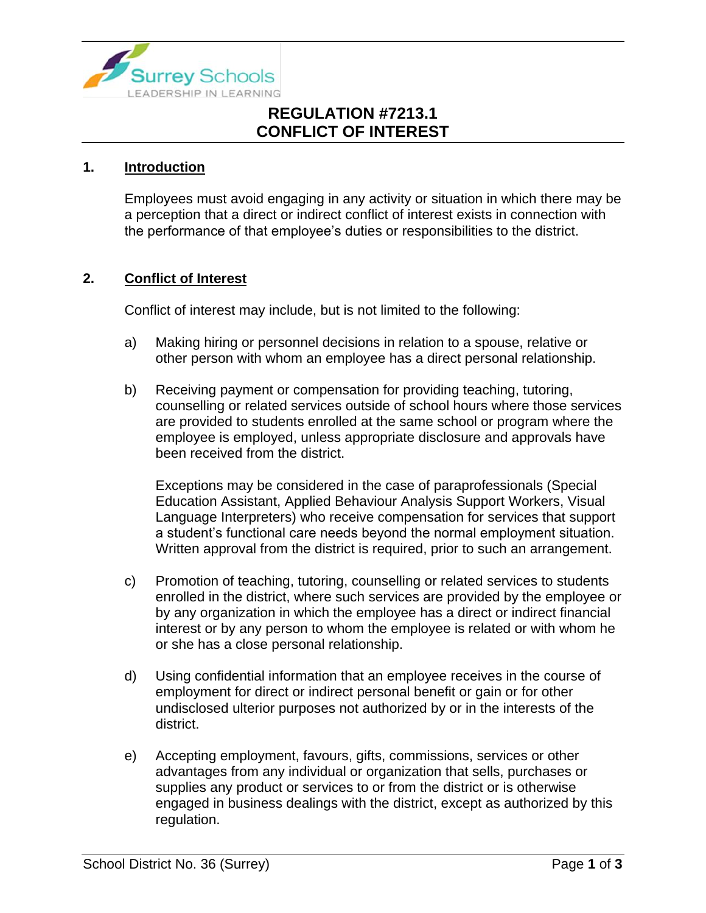# REGULATION #7213.1
# CONFLICT OF INTEREST

## 1. Introduction

Employees must avoid engaging in any activity or situation in which there may be a perception that a direct or indirect conflict of interest exists in connection with the performance of that employee's duties or responsibilities to the district.

## 2. Conflict of Interest

Conflict of interest may include, but is not limited to the following:

a) Making hiring or personnel decisions in relation to a spouse, relative or other person with whom an employee has a direct personal relationship.

b) Receiving payment or compensation for providing teaching, tutoring, counselling or related services outside of school hours where those services are provided to students enrolled at the same school or program where the employee is employed, unless appropriate disclosure and approvals have been received from the district.

   Exceptions may be considered in the case of paraprofessionals (Special Education Assistant, Applied Behaviour Analysis Support Workers, Visual Language Interpreters) who receive compensation for services that support a student's functional care needs beyond the normal employment situation. Written approval from the district is required, prior to such an arrangement.

c) Promotion of teaching, tutoring, counselling or related services to students enrolled in the district, where such services are provided by the employee or by any organization in which the employee has a direct or indirect financial interest or by any person to whom the employee is related or with whom he or she has a close personal relationship.

d) Using confidential information that an employee receives in the course of employment for direct or indirect personal benefit or gain or for other undisclosed ulterior purposes not authorized by or in the interests of the district.

e) Accepting employment, favours, gifts, commissions, services or other advantages from any individual or organization that sells, purchases or supplies any product or services to or from the district or is otherwise engaged in business dealings with the district, except as authorized by this regulation.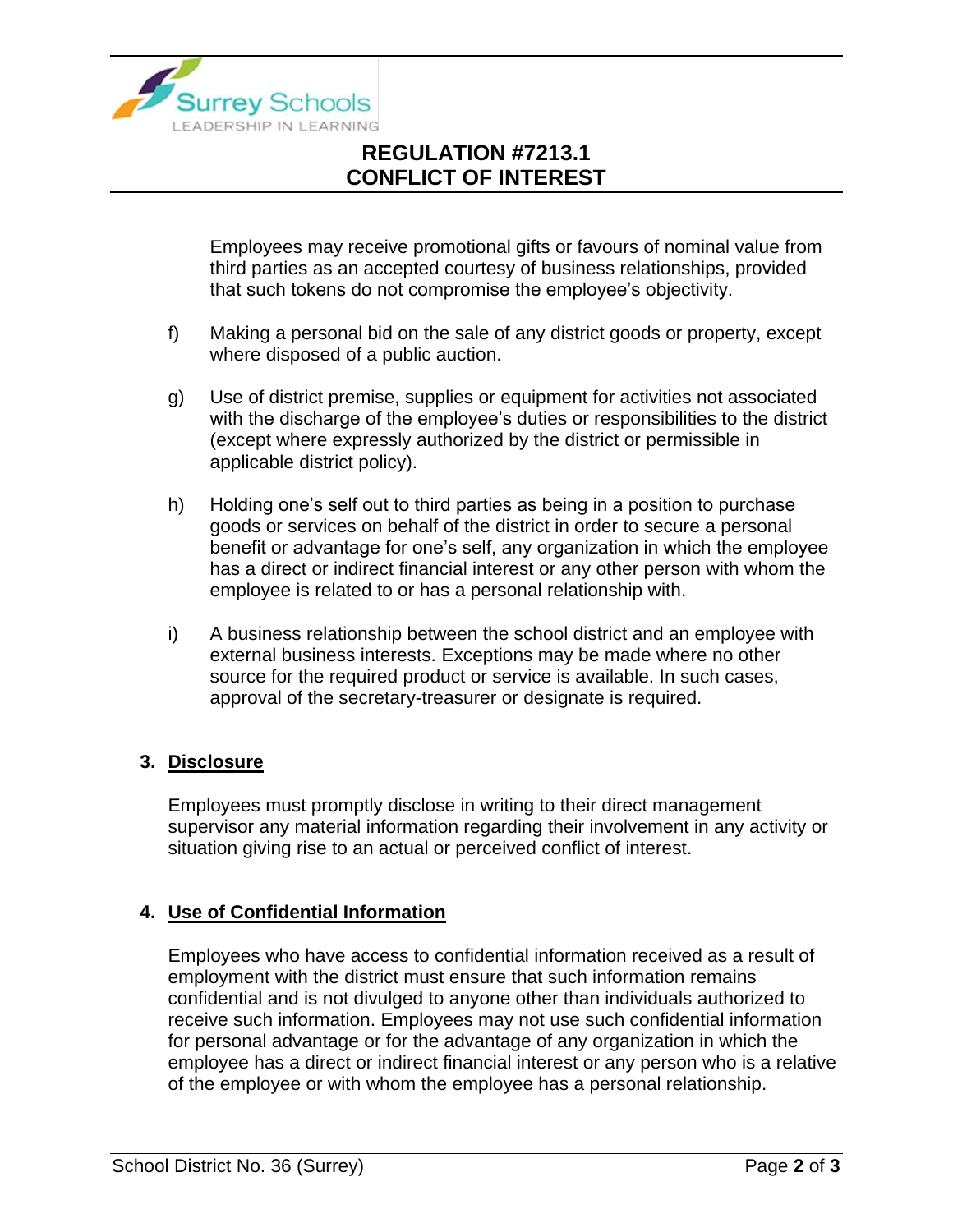Employees may receive promotional gifts or favours of nominal value from third parties as an accepted courtesy of business relationships, provided that such tokens do not compromise the employee's objectivity.

f) Making a personal bid on the sale of any district goods or property, except where disposed of a public auction.

g) Use of district premise, supplies or equipment for activities not associated with the discharge of the employee's duties or responsibilities to the district (except where expressly authorized by the district or permissible in applicable district policy).

h) Holding one's self out to third parties as being in a position to purchase goods or services on behalf of the district in order to secure a personal benefit or advantage for one's self, any organization in which the employee has a direct or indirect financial interest or any other person with whom the employee is related to or has a personal relationship with.

i) A business relationship between the school district and an employee with external business interests. Exceptions may be made where no other source for the required product or service is available. In such cases, approval of the secretary-treasurer or designate is required.

## 3. Disclosure

Employees must promptly disclose in writing to their direct management supervisor any material information regarding their involvement in any activity or situation giving rise to an actual or perceived conflict of interest.

## 4. Use of Confidential Information

Employees who have access to confidential information received as a result of employment with the district must ensure that such information remains confidential and is not divulged to anyone other than individuals authorized to receive such information. Employees may not use such confidential information for personal advantage or for the advantage of any organization in which the employee has a direct or indirect financial interest or any person who is a relative of the employee or with whom the employee has a personal relationship.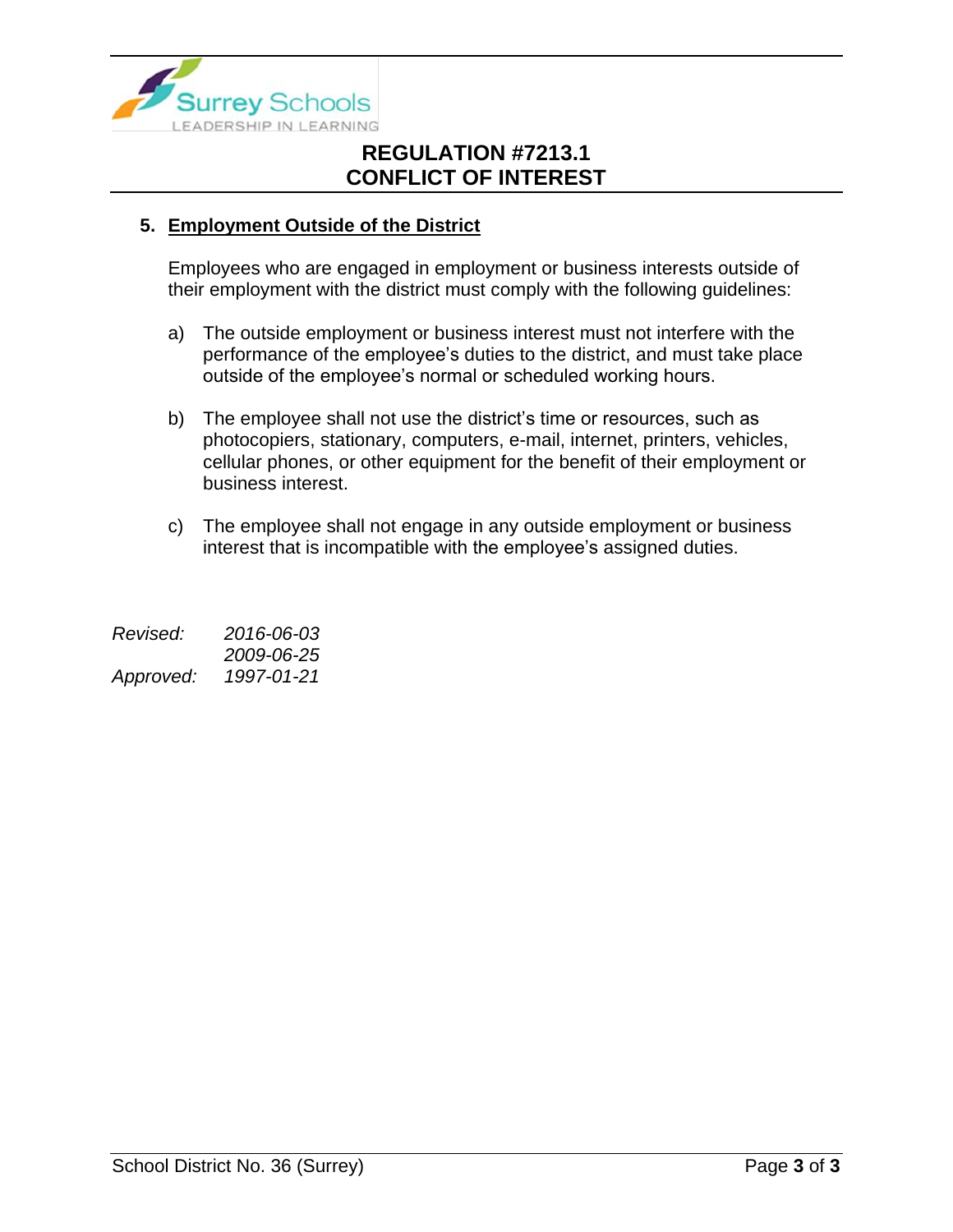## REGULATION #7213.1
## CONFLICT OF INTEREST

### 5. Employment Outside of the District

Employees who are engaged in employment or business interests outside of their employment with the district must comply with the following guidelines:

a) The outside employment or business interest must not interfere with the performance of the employee's duties to the district, and must take place outside of the employee's normal or scheduled working hours.

b) The employee shall not use the district's time or resources, such as photocopiers, stationary, computers, e-mail, internet, printers, vehicles, cellular phones, or other equipment for the benefit of their employment or business interest.

c) The employee shall not engage in any outside employment or business interest that is incompatible with the employee's assigned duties.

*Revised:* *2016-06-03*
*2009-06-25*
*Approved:* *1997-01-21*